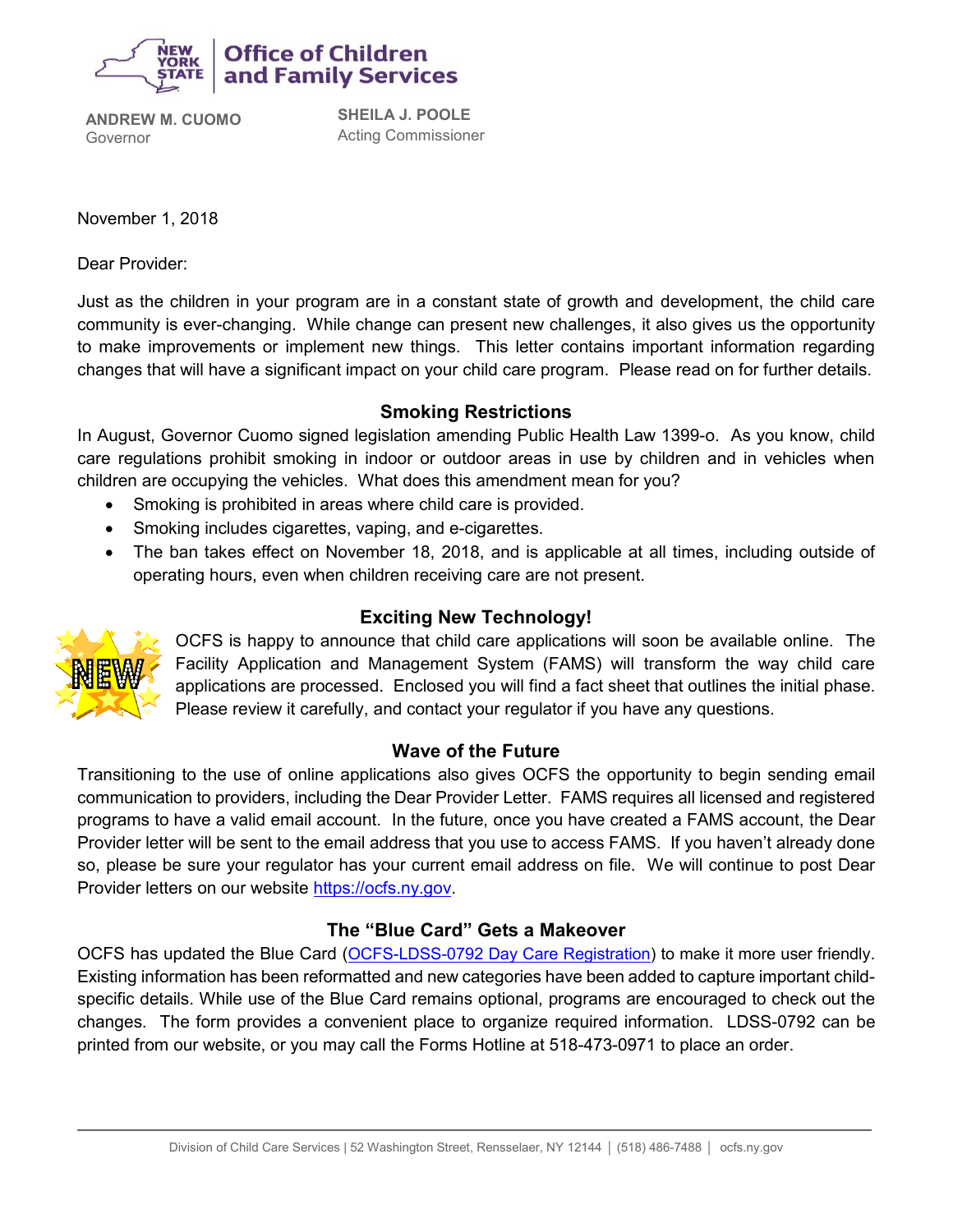**Office of Children and Family Services**

**ANDREW M. CUOMO**
Governor

**SHEILA J. POOLE**
Acting Commissioner

November 1, 2018

Dear Provider:

Just as the children in your program are in a constant state of growth and development, the child care community is ever-changing. While change can present new challenges, it also gives us the opportunity to make improvements or implement new things. This letter contains important information regarding changes that will have a significant impact on your child care program. Please read on for further details.

## Smoking Restrictions

In August, Governor Cuomo signed legislation amending Public Health Law 1399-o. As you know, child care regulations prohibit smoking in indoor or outdoor areas in use by children and in vehicles when children are occupying the vehicles. What does this amendment mean for you?

- Smoking is prohibited in areas where child care is provided.
- Smoking includes cigarettes, vaping, and e-cigarettes.
- The ban takes effect on November 18, 2018, and is applicable at all times, including outside of operating hours, even when children receiving care are not present.

## Exciting New Technology!

OCFS is happy to announce that child care applications will soon be available online. The Facility Application and Management System (FAMS) will transform the way child care applications are processed. Enclosed you will find a fact sheet that outlines the initial phase. Please review it carefully, and contact your regulator if you have any questions.

## Wave of the Future

Transitioning to the use of online applications also gives OCFS the opportunity to begin sending email communication to providers, including the Dear Provider Letter. FAMS requires all licensed and registered programs to have a valid email account. In the future, once you have created a FAMS account, the Dear Provider letter will be sent to the email address that you use to access FAMS. If you haven't already done so, please be sure your regulator has your current email address on file. We will continue to post Dear Provider letters on our website https://ocfs.ny.gov.

## The "Blue Card" Gets a Makeover

OCFS has updated the Blue Card (OCFS-LDSS-0792 Day Care Registration) to make it more user friendly. Existing information has been reformatted and new categories have been added to capture important child-specific details. While use of the Blue Card remains optional, programs are encouraged to check out the changes. The form provides a convenient place to organize required information. LDSS-0792 can be printed from our website, or you may call the Forms Hotline at 518-473-0971 to place an order.

Division of Child Care Services | 52 Washington Street, Rensselaer, NY 12144 | (518) 486-7488 | ocfs.ny.gov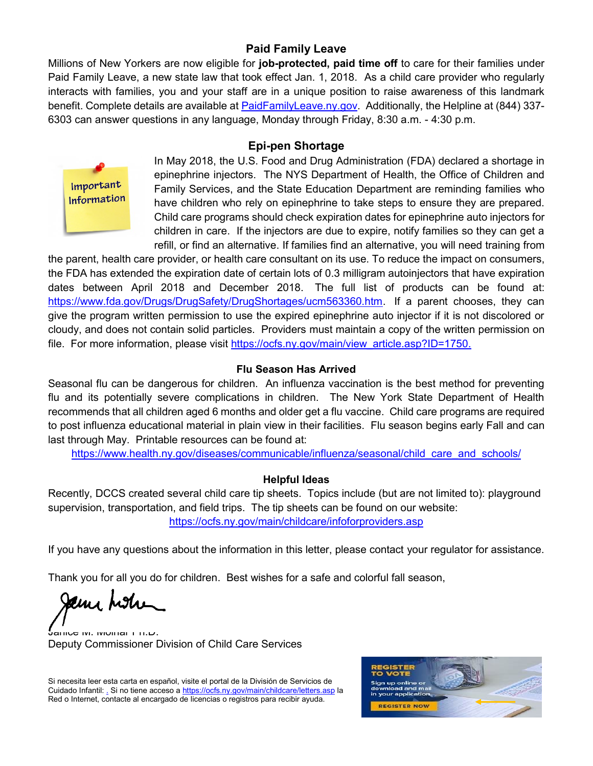## Paid Family Leave

Millions of New Yorkers are now eligible for **job-protected, paid time off** to care for their families under Paid Family Leave, a new state law that took effect Jan. 1, 2018. As a child care provider who regularly interacts with families, you and your staff are in a unique position to raise awareness of this landmark benefit. Complete details are available at PaidFamilyLeave.ny.gov. Additionally, the Helpline at (844) 337-6303 can answer questions in any language, Monday through Friday, 8:30 a.m. - 4:30 p.m.

## Epi-pen Shortage

Important Information

In May 2018, the U.S. Food and Drug Administration (FDA) declared a shortage in epinephrine injectors. The NYS Department of Health, the Office of Children and Family Services, and the State Education Department are reminding families who have children who rely on epinephrine to take steps to ensure they are prepared. Child care programs should check expiration dates for epinephrine auto injectors for children in care. If the injectors are due to expire, notify families so they can get a refill, or find an alternative. If families find an alternative, you will need training from the parent, health care provider, or health care consultant on its use. To reduce the impact on consumers, the FDA has extended the expiration date of certain lots of 0.3 milligram autoinjectors that have expiration dates between April 2018 and December 2018. The full list of products can be found at: https://www.fda.gov/Drugs/DrugSafety/DrugShortages/ucm563360.htm. If a parent chooses, they can give the program written permission to use the expired epinephrine auto injector if it is not discolored or cloudy, and does not contain solid particles. Providers must maintain a copy of the written permission on file. For more information, please visit https://ocfs.ny.gov/main/view_article.asp?ID=1750.

### Flu Season Has Arrived

Seasonal flu can be dangerous for children. An influenza vaccination is the best method for preventing flu and its potentially severe complications in children. The New York State Department of Health recommends that all children aged 6 months and older get a flu vaccine. Child care programs are required to post influenza educational material in plain view in their facilities. Flu season begins early Fall and can last through May. Printable resources can be found at:

https://www.health.ny.gov/diseases/communicable/influenza/seasonal/child_care_and_schools/

### Helpful Ideas

Recently, DCCS created several child care tip sheets. Topics include (but are not limited to): playground supervision, transportation, and field trips. The tip sheets can be found on our website:

https://ocfs.ny.gov/main/childcare/infoforproviders.asp

If you have any questions about the information in this letter, please contact your regulator for assistance.

Thank you for all you do for children. Best wishes for a safe and colorful fall season,

Janice M. Molnar Ph.D.
Deputy Commissioner Division of Child Care Services

Si necesita leer esta carta en español, visite el portal de la División de Servicios de Cuidado Infantil: . Si no tiene acceso a https://ocfs.ny.gov/main/childcare/letters.asp la Red o Internet, contacte al encargado de licencias o registros para recibir ayuda.

REGISTER TO VOTE
Sign up online or download and mail in your application
REGISTER NOW